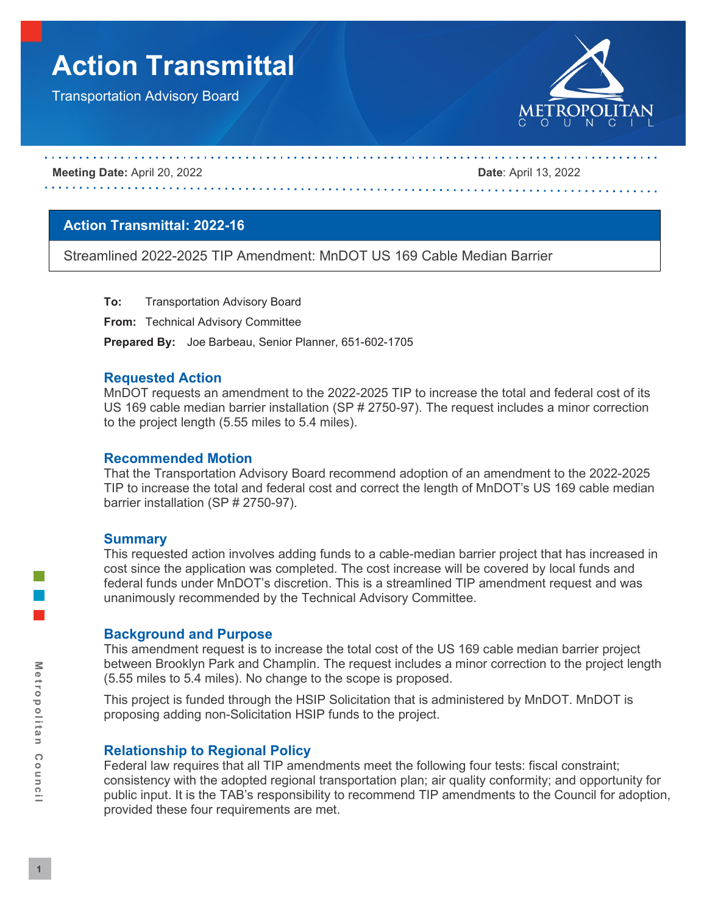# Action Transmittal

Transportation Advisory Board

**Meeting Date:** April 20, 2022 **Date**: April 13, 2022

## Action Transmittal: 2022-16

Streamlined 2022-2025 TIP Amendment: MnDOT US 169 Cable Median Barrier

**To:** Transportation Advisory Board

**From:** Technical Advisory Committee

**Prepared By:** Joe Barbeau, Senior Planner, 651-602-1705

### Requested Action

MnDOT requests an amendment to the 2022-2025 TIP to increase the total and federal cost of its US 169 cable median barrier installation (SP # 2750-97). The request includes a minor correction to the project length (5.55 miles to 5.4 miles).

### Recommended Motion

That the Transportation Advisory Board recommend adoption of an amendment to the 2022-2025 TIP to increase the total and federal cost and correct the length of MnDOT's US 169 cable median barrier installation (SP # 2750-97).

### Summary

This requested action involves adding funds to a cable-median barrier project that has increased in cost since the application was completed. The cost increase will be covered by local funds and federal funds under MnDOT's discretion. This is a streamlined TIP amendment request and was unanimously recommended by the Technical Advisory Committee.

### Background and Purpose

This amendment request is to increase the total cost of the US 169 cable median barrier project between Brooklyn Park and Champlin. The request includes a minor correction to the project length (5.55 miles to 5.4 miles). No change to the scope is proposed.

This project is funded through the HSIP Solicitation that is administered by MnDOT. MnDOT is proposing adding non-Solicitation HSIP funds to the project.

### Relationship to Regional Policy

Federal law requires that all TIP amendments meet the following four tests: fiscal constraint; consistency with the adopted regional transportation plan; air quality conformity; and opportunity for public input. It is the TAB's responsibility to recommend TIP amendments to the Council for adoption, provided these four requirements are met.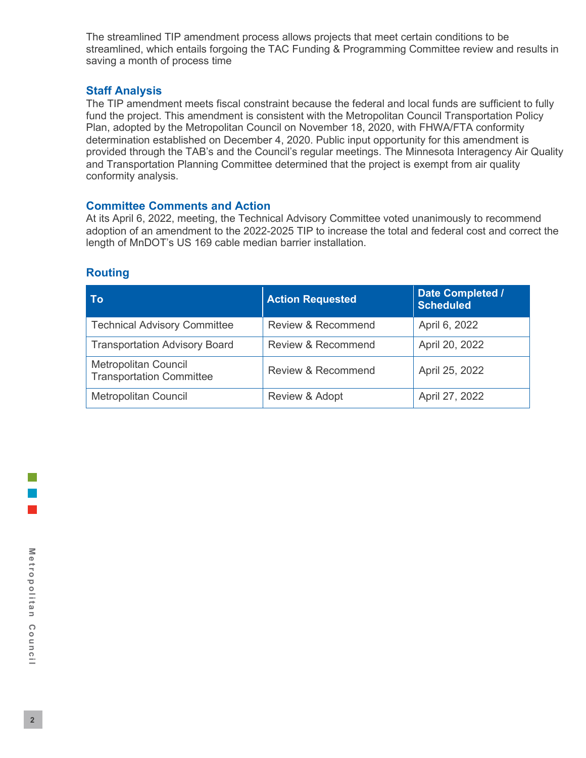The streamlined TIP amendment process allows projects that meet certain conditions to be streamlined, which entails forgoing the TAC Funding & Programming Committee review and results in saving a month of process time

## Staff Analysis

The TIP amendment meets fiscal constraint because the federal and local funds are sufficient to fully fund the project. This amendment is consistent with the Metropolitan Council Transportation Policy Plan, adopted by the Metropolitan Council on November 18, 2020, with FHWA/FTA conformity determination established on December 4, 2020. Public input opportunity for this amendment is provided through the TAB's and the Council's regular meetings. The Minnesota Interagency Air Quality and Transportation Planning Committee determined that the project is exempt from air quality conformity analysis.

## Committee Comments and Action

At its April 6, 2022, meeting, the Technical Advisory Committee voted unanimously to recommend adoption of an amendment to the 2022-2025 TIP to increase the total and federal cost and correct the length of MnDOT's US 169 cable median barrier installation.

## Routing

| To | Action Requested | Date Completed / Scheduled |
|---|---|---|
| Technical Advisory Committee | Review & Recommend | April 6, 2022 |
| Transportation Advisory Board | Review & Recommend | April 20, 2022 |
| Metropolitan Council Transportation Committee | Review & Recommend | April 25, 2022 |
| Metropolitan Council | Review & Adopt | April 27, 2022 |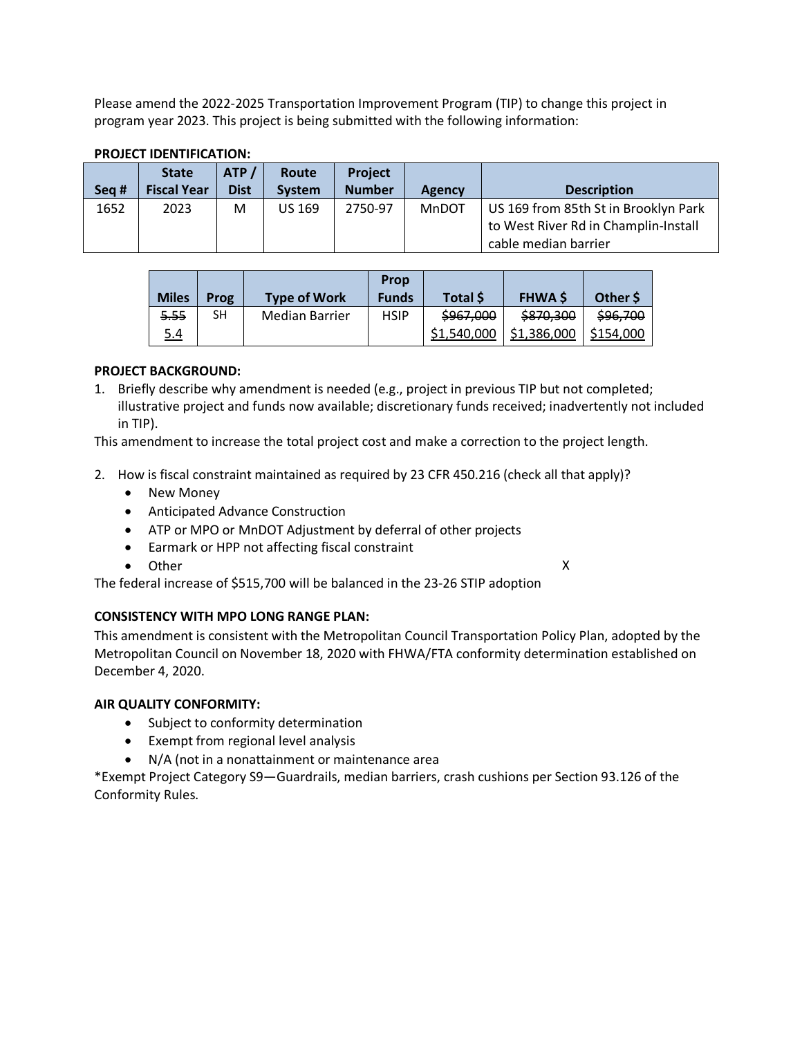Please amend the 2022-2025 Transportation Improvement Program (TIP) to change this project in program year 2023. This project is being submitted with the following information:

**PROJECT IDENTIFICATION:**

| Seq # | State Fiscal Year | ATP / Dist | Route System | Project Number | Agency | Description |
|---|---|---|---|---|---|---|
| 1652 | 2023 | M | US 169 | 2750-97 | MnDOT | US 169 from 85th St in Brooklyn Park to West River Rd in Champlin-Install cable median barrier |

| Miles | Prog | Type of Work | Prop Funds | Total $ | FHWA $ | Other $ |
|---|---|---|---|---|---|---|
| ~~5.55~~ <u>5.4</u> | SH | Median Barrier | HSIP | ~~$967,000~~ <u>$1,540,000</u> | ~~$870,300~~ <u>$1,386,000</u> | ~~$96,700~~ <u>$154,000</u> |

**PROJECT BACKGROUND:**

1. Briefly describe why amendment is needed (e.g., project in previous TIP but not completed; illustrative project and funds now available; discretionary funds received; inadvertently not included in TIP).

This amendment to increase the total project cost and make a correction to the project length.

2. How is fiscal constraint maintained as required by 23 CFR 450.216 (check all that apply)?
   - New Money
   - Anticipated Advance Construction
   - ATP or MPO or MnDOT Adjustment by deferral of other projects
   - Earmark or HPP not affecting fiscal constraint
   - Other X

The federal increase of $515,700 will be balanced in the 23-26 STIP adoption

**CONSISTENCY WITH MPO LONG RANGE PLAN:**

This amendment is consistent with the Metropolitan Council Transportation Policy Plan, adopted by the Metropolitan Council on November 18, 2020 with FHWA/FTA conformity determination established on December 4, 2020.

**AIR QUALITY CONFORMITY:**

- Subject to conformity determination
- Exempt from regional level analysis
- N/A (not in a nonattainment or maintenance area

*Exempt Project Category S9—Guardrails, median barriers, crash cushions per Section 93.126 of the Conformity Rules.